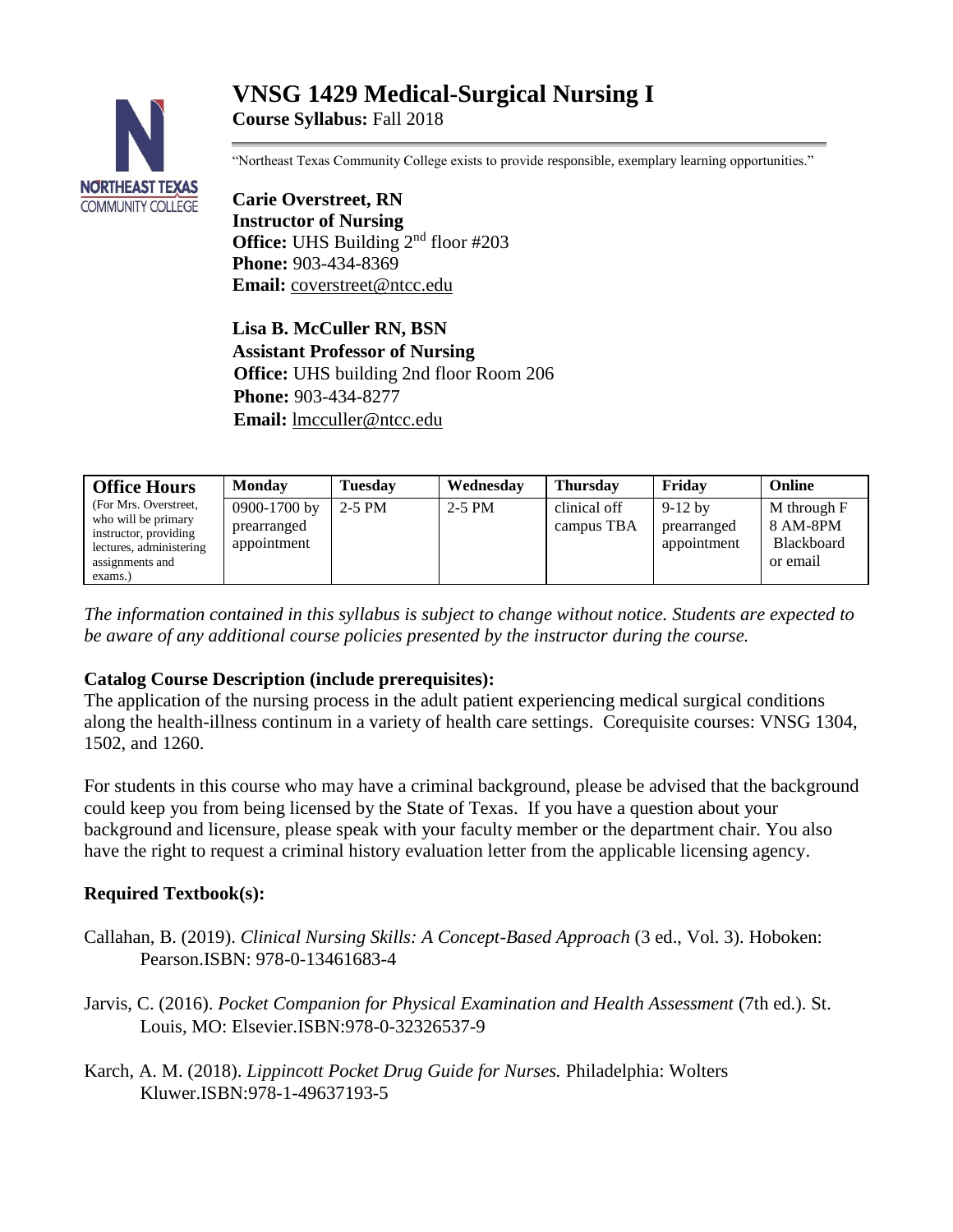# VNSG 1429 Medical-Surgical Nursing I

**Course Syllabus:** Fall 2018

"Northeast Texas Community College exists to provide responsible, exemplary learning opportunities."

**Carie Overstreet, RN**
**Instructor of Nursing**
**Office:** UHS Building 2nd floor #203
**Phone:** 903-434-8369
**Email:** coverstreet@ntcc.edu

**Lisa B. McCuller RN, BSN**
**Assistant Professor of Nursing**
**Office:** UHS building 2nd floor Room 206
**Phone:** 903-434-8277
**Email:** lmcculler@ntcc.edu

| **Office Hours** (For Mrs. Overstreet, who will be primary instructor, providing lectures, administering assignments and exams.) | **Monday** | **Tuesday** | **Wednesday** | **Thursday** | **Friday** | **Online** |
|---|---|---|---|---|---|---|
| | 0900-1700 by prearranged appointment | 2-5 PM | 2-5 PM | clinical off campus TBA | 9-12 by prearranged appointment | M through F 8 AM-8PM Blackboard or email |

*The information contained in this syllabus is subject to change without notice. Students are expected to be aware of any additional course policies presented by the instructor during the course.*

**Catalog Course Description (include prerequisites):**

The application of the nursing process in the adult patient experiencing medical surgical conditions along the health-illness continuum in a variety of health care settings. Corequisite courses: VNSG 1304, 1502, and 1260.

For students in this course who may have a criminal background, please be advised that the background could keep you from being licensed by the State of Texas. If you have a question about your background and licensure, please speak with your faculty member or the department chair. You also have the right to request a criminal history evaluation letter from the applicable licensing agency.

**Required Textbook(s):**

Callahan, B. (2019). *Clinical Nursing Skills: A Concept-Based Approach* (3 ed., Vol. 3). Hoboken: Pearson.ISBN: 978-0-13461683-4

Jarvis, C. (2016). *Pocket Companion for Physical Examination and Health Assessment* (7th ed.). St. Louis, MO: Elsevier.ISBN:978-0-32326537-9

Karch, A. M. (2018). *Lippincott Pocket Drug Guide for Nurses.* Philadelphia: Wolters Kluwer.ISBN:978-1-49637193-5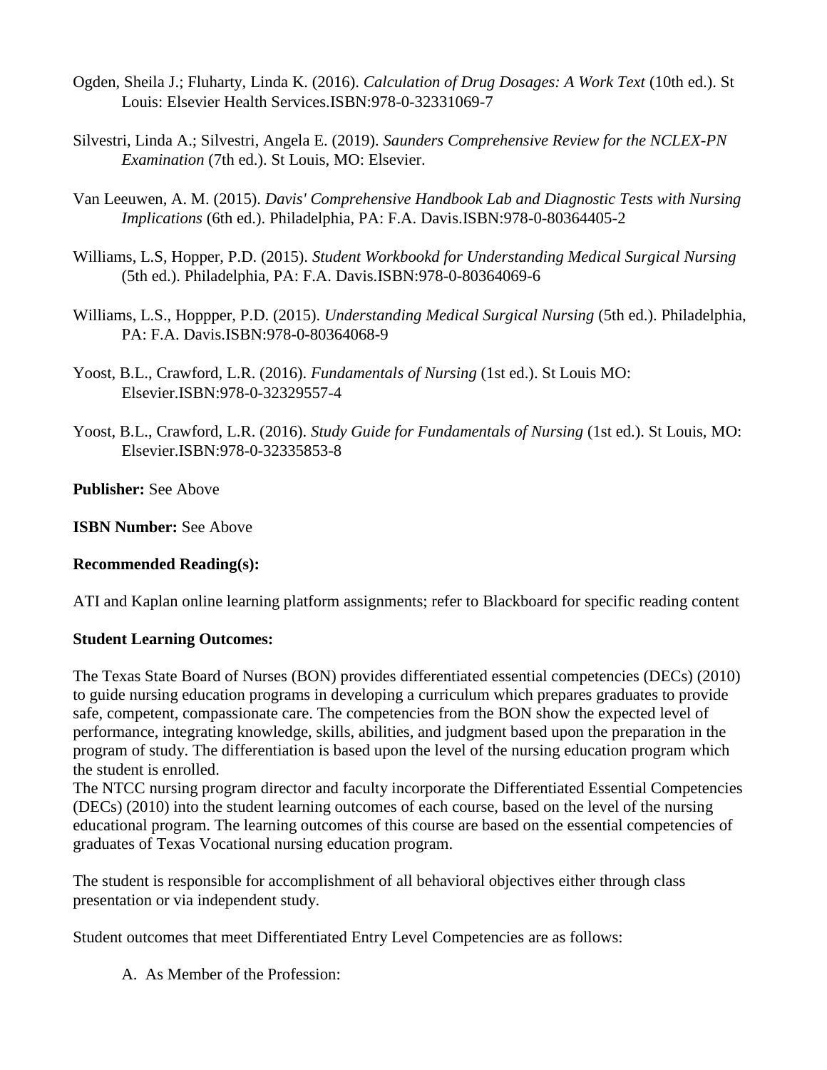Ogden, Sheila J.; Fluharty, Linda K. (2016). *Calculation of Drug Dosages: A Work Text* (10th ed.). St Louis: Elsevier Health Services.ISBN:978-0-32331069-7

Silvestri, Linda A.; Silvestri, Angela E. (2019). *Saunders Comprehensive Review for the NCLEX-PN Examination* (7th ed.). St Louis, MO: Elsevier.

Van Leeuwen, A. M. (2015). *Davis' Comprehensive Handbook Lab and Diagnostic Tests with Nursing Implications* (6th ed.). Philadelphia, PA: F.A. Davis.ISBN:978-0-80364405-2

Williams, L.S, Hopper, P.D. (2015). *Student Workbookd for Understanding Medical Surgical Nursing* (5th ed.). Philadelphia, PA: F.A. Davis.ISBN:978-0-80364069-6

Williams, L.S., Hoppper, P.D. (2015). *Understanding Medical Surgical Nursing* (5th ed.). Philadelphia, PA: F.A. Davis.ISBN:978-0-80364068-9

Yoost, B.L., Crawford, L.R. (2016). *Fundamentals of Nursing* (1st ed.). St Louis MO: Elsevier.ISBN:978-0-32329557-4

Yoost, B.L., Crawford, L.R. (2016). *Study Guide for Fundamentals of Nursing* (1st ed.). St Louis, MO: Elsevier.ISBN:978-0-32335853-8

**Publisher:** See Above

**ISBN Number:** See Above

**Recommended Reading(s):**

ATI and Kaplan online learning platform assignments; refer to Blackboard for specific reading content

**Student Learning Outcomes:**

The Texas State Board of Nurses (BON) provides differentiated essential competencies (DECs) (2010) to guide nursing education programs in developing a curriculum which prepares graduates to provide safe, competent, compassionate care. The competencies from the BON show the expected level of performance, integrating knowledge, skills, abilities, and judgment based upon the preparation in the program of study. The differentiation is based upon the level of the nursing education program which the student is enrolled.
The NTCC nursing program director and faculty incorporate the Differentiated Essential Competencies (DECs) (2010) into the student learning outcomes of each course, based on the level of the nursing educational program. The learning outcomes of this course are based on the essential competencies of graduates of Texas Vocational nursing education program.

The student is responsible for accomplishment of all behavioral objectives either through class presentation or via independent study.

Student outcomes that meet Differentiated Entry Level Competencies are as follows:

A. As Member of the Profession: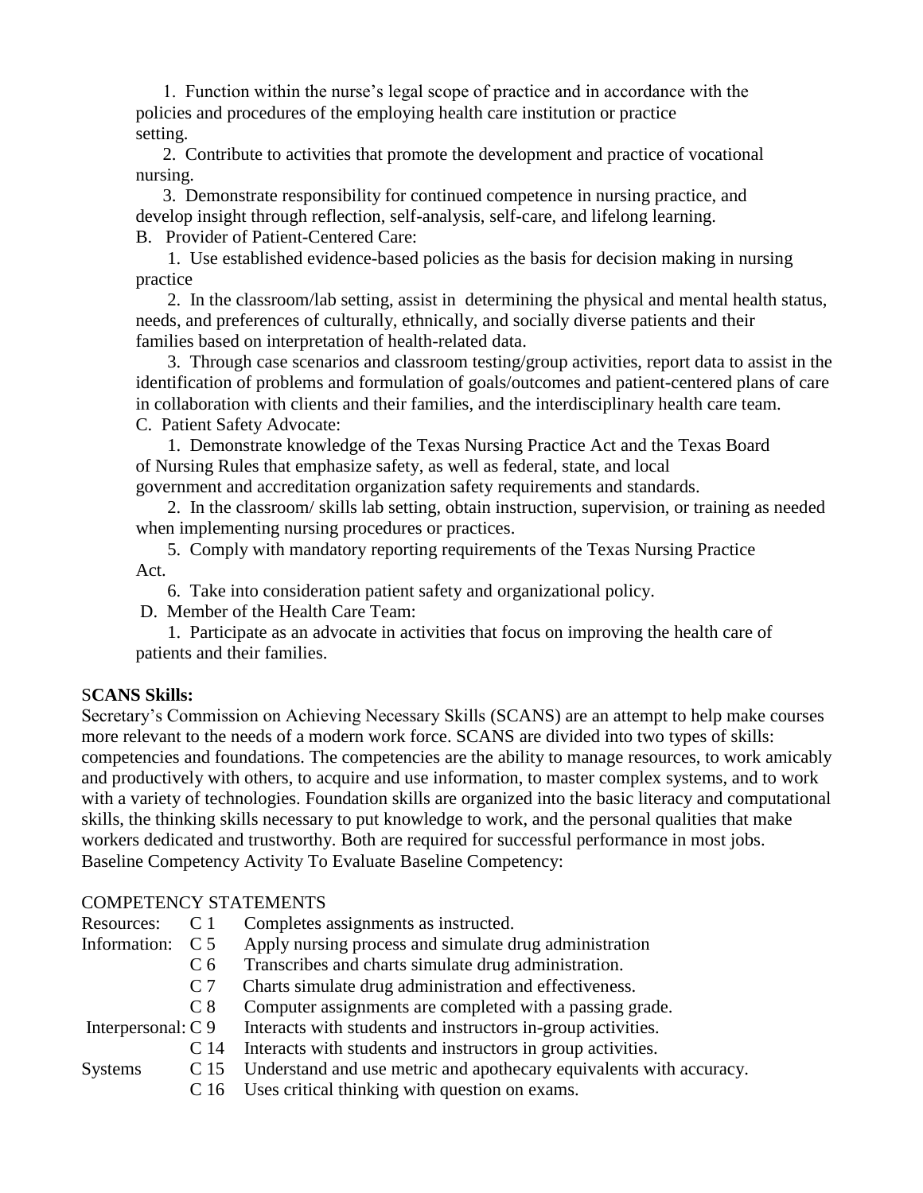1. Function within the nurse's legal scope of practice and in accordance with the policies and procedures of the employing health care institution or practice setting.

2. Contribute to activities that promote the development and practice of vocational nursing.

3. Demonstrate responsibility for continued competence in nursing practice, and develop insight through reflection, self-analysis, self-care, and lifelong learning.

B. Provider of Patient-Centered Care:

1. Use established evidence-based policies as the basis for decision making in nursing practice

2. In the classroom/lab setting, assist in determining the physical and mental health status, needs, and preferences of culturally, ethnically, and socially diverse patients and their families based on interpretation of health-related data.

3. Through case scenarios and classroom testing/group activities, report data to assist in the identification of problems and formulation of goals/outcomes and patient-centered plans of care in collaboration with clients and their families, and the interdisciplinary health care team.

C. Patient Safety Advocate:

1. Demonstrate knowledge of the Texas Nursing Practice Act and the Texas Board of Nursing Rules that emphasize safety, as well as federal, state, and local government and accreditation organization safety requirements and standards.

2. In the classroom/ skills lab setting, obtain instruction, supervision, or training as needed when implementing nursing procedures or practices.

5. Comply with mandatory reporting requirements of the Texas Nursing Practice Act.

6. Take into consideration patient safety and organizational policy.

D. Member of the Health Care Team:

1. Participate as an advocate in activities that focus on improving the health care of patients and their families.

**SCANS Skills:**

Secretary's Commission on Achieving Necessary Skills (SCANS) are an attempt to help make courses more relevant to the needs of a modern work force. SCANS are divided into two types of skills: competencies and foundations. The competencies are the ability to manage resources, to work amicably and productively with others, to acquire and use information, to master complex systems, and to work with a variety of technologies. Foundation skills are organized into the basic literacy and computational skills, the thinking skills necessary to put knowledge to work, and the personal qualities that make workers dedicated and trustworthy. Both are required for successful performance in most jobs. Baseline Competency Activity To Evaluate Baseline Competency:

COMPETENCY STATEMENTS

| | | |
|---|---|---|
| Resources: | C 1 | Completes assignments as instructed. |
| Information: | C 5 | Apply nursing process and simulate drug administration |
| | C 6 | Transcribes and charts simulate drug administration. |
| | C 7 | Charts simulate drug administration and effectiveness. |
| | C 8 | Computer assignments are completed with a passing grade. |
| Interpersonal: | C 9 | Interacts with students and instructors in-group activities. |
| | C 14 | Interacts with students and instructors in group activities. |
| Systems | C 15 | Understand and use metric and apothecary equivalents with accuracy. |
| | C 16 | Uses critical thinking with question on exams. |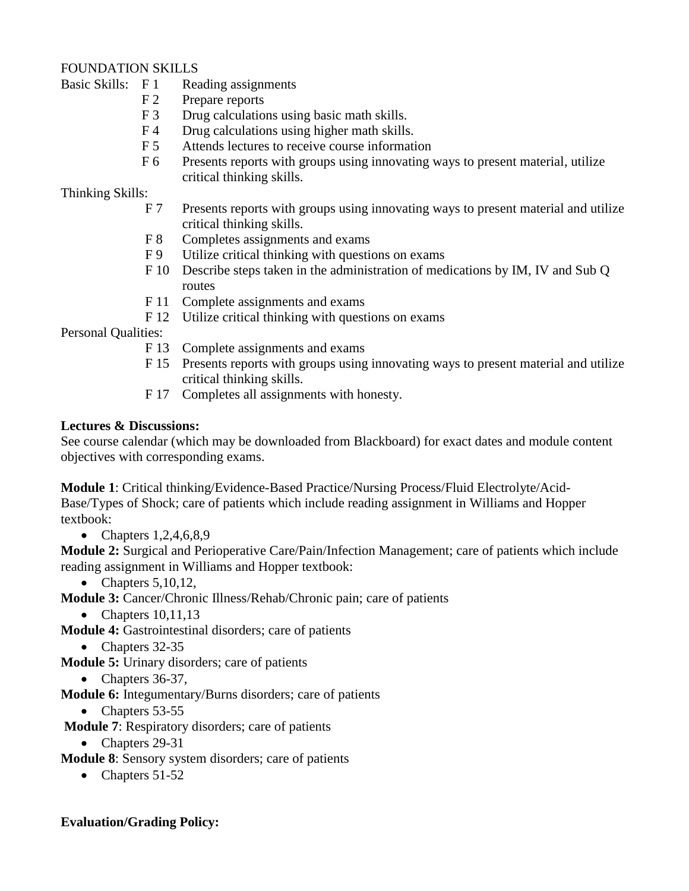FOUNDATION SKILLS

Basic Skills:
- F 1 Reading assignments
- F 2 Prepare reports
- F 3 Drug calculations using basic math skills.
- F 4 Drug calculations using higher math skills.
- F 5 Attends lectures to receive course information
- F 6 Presents reports with groups using innovating ways to present material, utilize critical thinking skills.

Thinking Skills:
- F 7 Presents reports with groups using innovating ways to present material and utilize critical thinking skills.
- F 8 Completes assignments and exams
- F 9 Utilize critical thinking with questions on exams
- F 10 Describe steps taken in the administration of medications by IM, IV and Sub Q routes
- F 11 Complete assignments and exams
- F 12 Utilize critical thinking with questions on exams

Personal Qualities:
- F 13 Complete assignments and exams
- F 15 Presents reports with groups using innovating ways to present material and utilize critical thinking skills.
- F 17 Completes all assignments with honesty.

**Lectures & Discussions:**

See course calendar (which may be downloaded from Blackboard) for exact dates and module content objectives with corresponding exams.

**Module 1**: Critical thinking/Evidence-Based Practice/Nursing Process/Fluid Electrolyte/Acid-Base/Types of Shock; care of patients which include reading assignment in Williams and Hopper textbook:

- Chapters 1,2,4,6,8,9

**Module 2:** Surgical and Perioperative Care/Pain/Infection Management; care of patients which include reading assignment in Williams and Hopper textbook:

- Chapters 5,10,12,

**Module 3:** Cancer/Chronic Illness/Rehab/Chronic pain; care of patients

- Chapters 10,11,13

**Module 4:** Gastrointestinal disorders; care of patients

- Chapters 32-35

**Module 5:** Urinary disorders; care of patients

- Chapters 36-37,

**Module 6:** Integumentary/Burns disorders; care of patients

- Chapters 53-55

**Module 7**: Respiratory disorders; care of patients

- Chapters 29-31

**Module 8**: Sensory system disorders; care of patients

- Chapters 51-52

**Evaluation/Grading Policy:**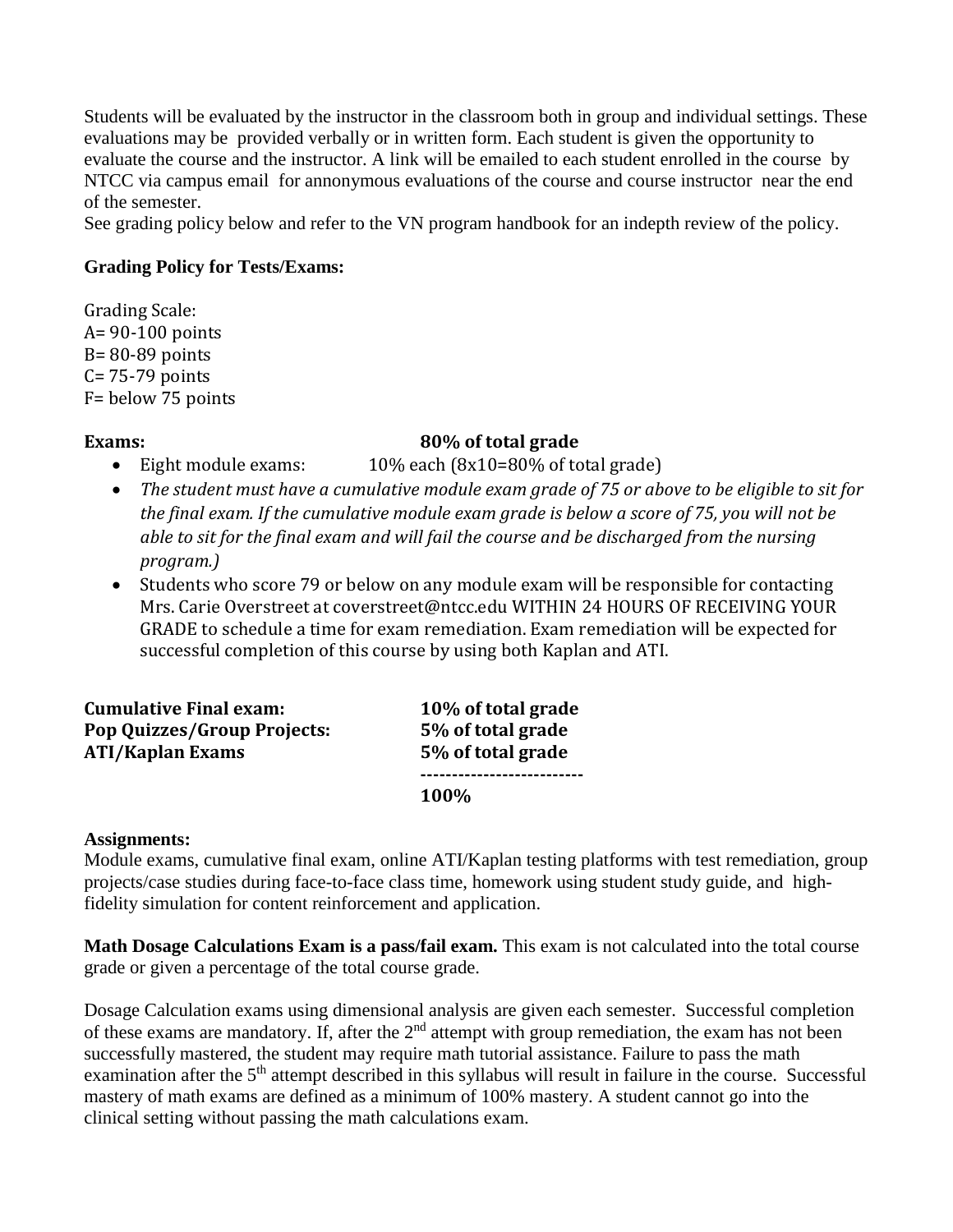Students will be evaluated by the instructor in the classroom both in group and individual settings. These evaluations may be provided verbally or in written form. Each student is given the opportunity to evaluate the course and the instructor. A link will be emailed to each student enrolled in the course by NTCC via campus email for annonymous evaluations of the course and course instructor near the end of the semester.

See grading policy below and refer to the VN program handbook for an indepth review of the policy.

**Grading Policy for Tests/Exams:**

Grading Scale:
A= 90-100 points
B= 80-89 points
C= 75-79 points
F= below 75 points

**Exams:** **80% of total grade**

- Eight module exams: 10% each (8x10=80% of total grade)
- *The student must have a cumulative module exam grade of 75 or above to be eligible to sit for the final exam. If the cumulative module exam grade is below a score of 75, you will not be able to sit for the final exam and will fail the course and be discharged from the nursing program.)*
- Students who score 79 or below on any module exam will be responsible for contacting Mrs. Carie Overstreet at coverstreet@ntcc.edu WITHIN 24 HOURS OF RECEIVING YOUR GRADE to schedule a time for exam remediation. Exam remediation will be expected for successful completion of this course by using both Kaplan and ATI.

| | |
|---|---|
| **Cumulative Final exam:** | **10% of total grade** |
| **Pop Quizzes/Group Projects:** | **5% of total grade** |
| **ATI/Kaplan Exams** | **5% of total grade** |
| | **-------------------------** |
| | **100%** |

**Assignments:**
Module exams, cumulative final exam, online ATI/Kaplan testing platforms with test remediation, group projects/case studies during face-to-face class time, homework using student study guide, and high-fidelity simulation for content reinforcement and application.

**Math Dosage Calculations Exam is a pass/fail exam.** This exam is not calculated into the total course grade or given a percentage of the total course grade.

Dosage Calculation exams using dimensional analysis are given each semester. Successful completion of these exams are mandatory. If, after the 2nd attempt with group remediation, the exam has not been successfully mastered, the student may require math tutorial assistance. Failure to pass the math examination after the 5th attempt described in this syllabus will result in failure in the course. Successful mastery of math exams are defined as a minimum of 100% mastery. A student cannot go into the clinical setting without passing the math calculations exam.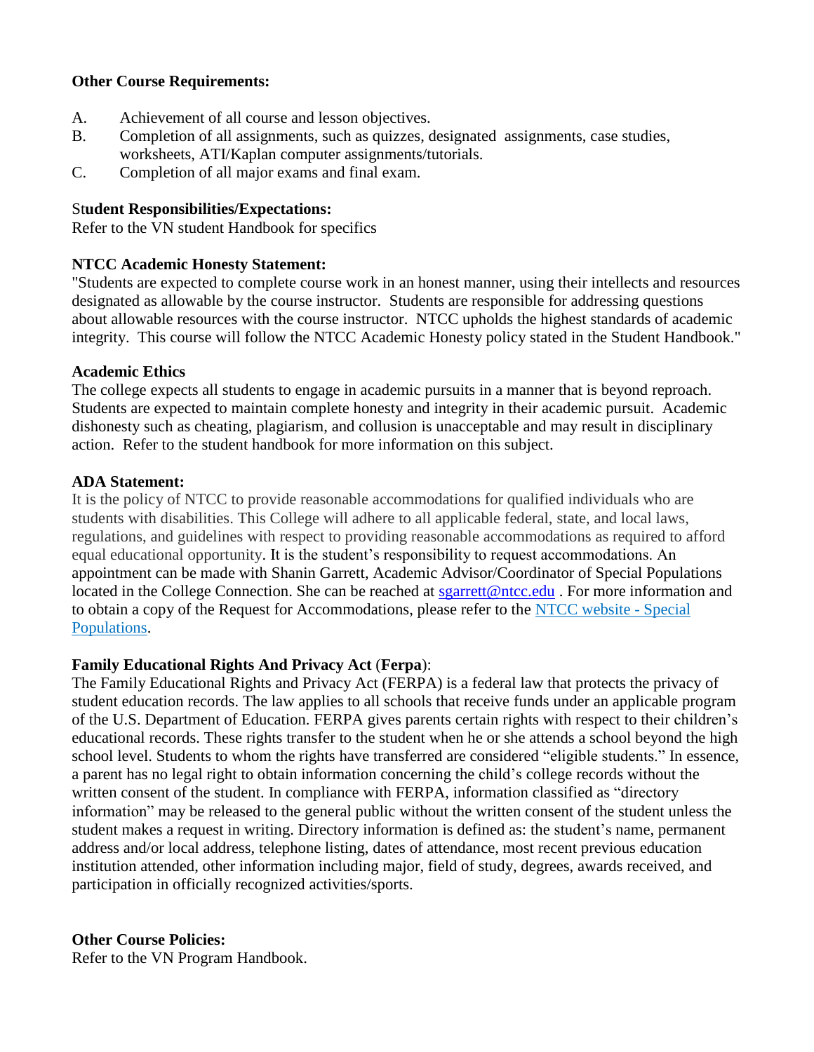**Other Course Requirements:**

A. Achievement of all course and lesson objectives.
B. Completion of all assignments, such as quizzes, designated assignments, case studies, worksheets, ATI/Kaplan computer assignments/tutorials.
C. Completion of all major exams and final exam.

**Student Responsibilities/Expectations:**
Refer to the VN student Handbook for specifics

**NTCC Academic Honesty Statement:**
"Students are expected to complete course work in an honest manner, using their intellects and resources designated as allowable by the course instructor. Students are responsible for addressing questions about allowable resources with the course instructor. NTCC upholds the highest standards of academic integrity. This course will follow the NTCC Academic Honesty policy stated in the Student Handbook."

**Academic Ethics**
The college expects all students to engage in academic pursuits in a manner that is beyond reproach. Students are expected to maintain complete honesty and integrity in their academic pursuit. Academic dishonesty such as cheating, plagiarism, and collusion is unacceptable and may result in disciplinary action. Refer to the student handbook for more information on this subject.

**ADA Statement:**
It is the policy of NTCC to provide reasonable accommodations for qualified individuals who are students with disabilities. This College will adhere to all applicable federal, state, and local laws, regulations, and guidelines with respect to providing reasonable accommodations as required to afford equal educational opportunity. It is the student's responsibility to request accommodations. An appointment can be made with Shanin Garrett, Academic Advisor/Coordinator of Special Populations located in the College Connection. She can be reached at sgarrett@ntcc.edu . For more information and to obtain a copy of the Request for Accommodations, please refer to the NTCC website - Special Populations.

**Family Educational Rights And Privacy Act (Ferpa):**
The Family Educational Rights and Privacy Act (FERPA) is a federal law that protects the privacy of student education records. The law applies to all schools that receive funds under an applicable program of the U.S. Department of Education. FERPA gives parents certain rights with respect to their children's educational records. These rights transfer to the student when he or she attends a school beyond the high school level. Students to whom the rights have transferred are considered "eligible students." In essence, a parent has no legal right to obtain information concerning the child's college records without the written consent of the student. In compliance with FERPA, information classified as "directory information" may be released to the general public without the written consent of the student unless the student makes a request in writing. Directory information is defined as: the student's name, permanent address and/or local address, telephone listing, dates of attendance, most recent previous education institution attended, other information including major, field of study, degrees, awards received, and participation in officially recognized activities/sports.

**Other Course Policies:**
Refer to the VN Program Handbook.